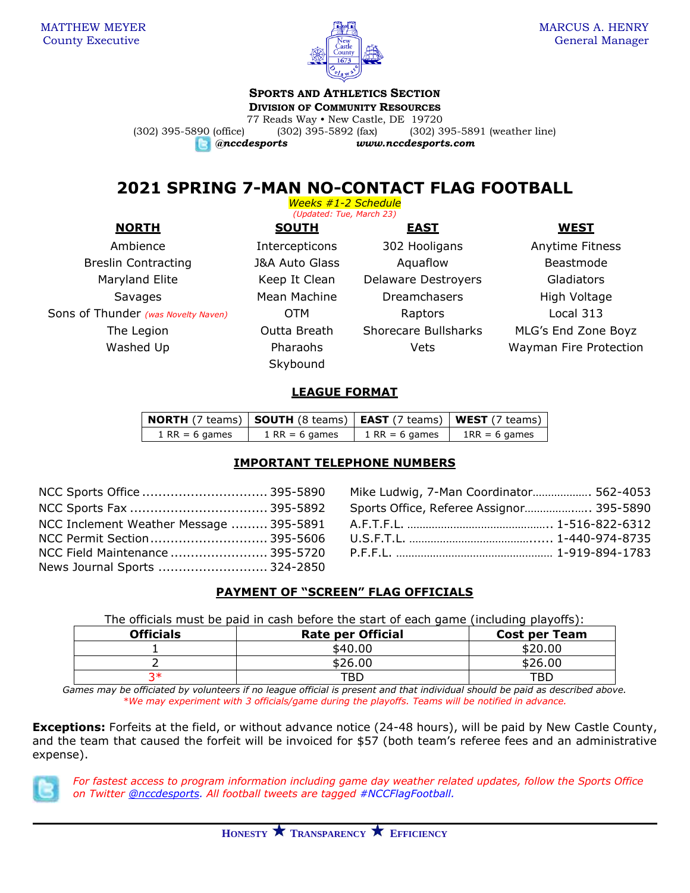MATTHEW MEYER
County Executive

MARCUS A. HENRY
General Manager

**SPORTS AND ATHLETICS SECTION**
**DIVISION OF COMMUNITY RESOURCES**
77 Reads Way • New Castle, DE 19720
(302) 395-5890 (office) (302) 395-5892 (fax) (302) 395-5891 (weather line)
*@nccdesports* *www.nccdesports.com*

# 2021 SPRING 7-MAN NO-CONTACT FLAG FOOTBALL

*Weeks #1-2 Schedule*
*(Updated: Tue, March 23)*

| NORTH | SOUTH | EAST | WEST |
|---|---|---|---|
| Ambience | Intercepticons | 302 Hooligans | Anytime Fitness |
| Breslin Contracting | J&A Auto Glass | Aquaflow | Beastmode |
| Maryland Elite | Keep It Clean | Delaware Destroyers | Gladiators |
| Savages | Mean Machine | Dreamchasers | High Voltage |
| Sons of Thunder *(was Novelty Naven)* | OTM | Raptors | Local 313 |
| The Legion | Outta Breath | Shorecare Bullsharks | MLG's End Zone Boyz |
| Washed Up | Pharaohs | Vets | Wayman Fire Protection |
| | Skybound | | |

## LEAGUE FORMAT

| **NORTH** (7 teams) | **SOUTH** (8 teams) | **EAST** (7 teams) | **WEST** (7 teams) |
|---|---|---|---|
| 1 RR = 6 games | 1 RR = 6 games | 1 RR = 6 games | 1RR = 6 games |

## IMPORTANT TELEPHONE NUMBERS

NCC Sports Office ............................... 395-5890
NCC Sports Fax .................................. 395-5892
NCC Inclement Weather Message ......... 395-5891
NCC Permit Section............................. 395-5606
NCC Field Maintenance ........................ 395-5720
News Journal Sports ........................... 324-2850

Mike Ludwig, 7-Man Coordinator.................. 562-4053
Sports Office, Referee Assignor..................... 395-5890
A.F.T.F.L. ............................................. 1-516-822-6312
U.S.F.T.L. ........................................... 1-440-974-8735
P.F.F.L. ................................................. 1-919-894-1783

## PAYMENT OF "SCREEN" FLAG OFFICIALS

The officials must be paid in cash before the start of each game (including playoffs):

| Officials | Rate per Official | Cost per Team |
|---|---|---|
| 1 | $40.00 | $20.00 |
| 2 | $26.00 | $26.00 |
| 3* | TBD | TBD |

*Games may be officiated by volunteers if no league official is present and that individual should be paid as described above.*
*\*We may experiment with 3 officials/game during the playoffs. Teams will be notified in advance.*

**Exceptions:** Forfeits at the field, or without advance notice (24-48 hours), will be paid by New Castle County, and the team that caused the forfeit will be invoiced for $57 (both team's referee fees and an administrative expense).

*For fastest access to program information including game day weather related updates, follow the Sports Office on Twitter @nccdesports. All football tweets are tagged #NCCFlagFootball.*

HONESTY ★ TRANSPARENCY ★ EFFICIENCY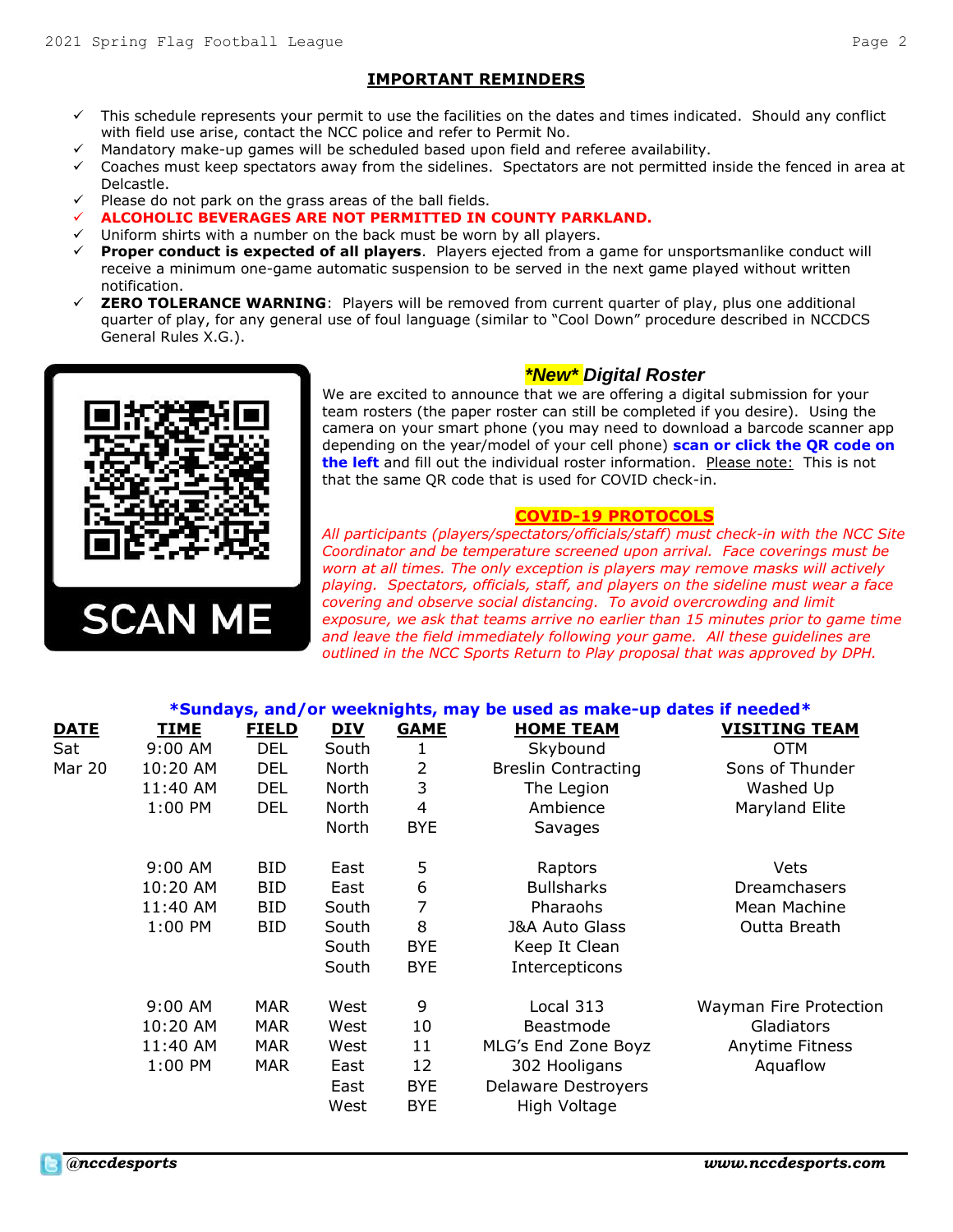## IMPORTANT REMINDERS

- ✓ This schedule represents your permit to use the facilities on the dates and times indicated. Should any conflict with field use arise, contact the NCC police and refer to Permit No.
- ✓ Mandatory make-up games will be scheduled based upon field and referee availability.
- ✓ Coaches must keep spectators away from the sidelines. Spectators are not permitted inside the fenced in area at Delcastle.
- ✓ Please do not park on the grass areas of the ball fields.
- ✓ **ALCOHOLIC BEVERAGES ARE NOT PERMITTED IN COUNTY PARKLAND.**
- ✓ Uniform shirts with a number on the back must be worn by all players.
- ✓ **Proper conduct is expected of all players**. Players ejected from a game for unsportsmanlike conduct will receive a minimum one-game automatic suspension to be served in the next game played without written notification.
- ✓ **ZERO TOLERANCE WARNING**: Players will be removed from current quarter of play, plus one additional quarter of play, for any general use of foul language (similar to "Cool Down" procedure described in NCCDCS General Rules X.G.).

SCAN ME

### ***New* Digital Roster**

We are excited to announce that we are offering a digital submission for your team rosters (the paper roster can still be completed if you desire). Using the camera on your smart phone (you may need to download a barcode scanner app depending on the year/model of your cell phone) **scan or click the QR code on the left** and fill out the individual roster information. Please note: This is not that the same QR code that is used for COVID check-in.

### **COVID-19 PROTOCOLS**

*All participants (players/spectators/officials/staff) must check-in with the NCC Site Coordinator and be temperature screened upon arrival. Face coverings must be worn at all times. The only exception is players may remove masks will actively playing. Spectators, officials, staff, and players on the sideline must wear a face covering and observe social distancing. To avoid overcrowding and limit exposure, we ask that teams arrive no earlier than 15 minutes prior to game time and leave the field immediately following your game. All these guidelines are outlined in the NCC Sports Return to Play proposal that was approved by DPH.*

***Sundays, and/or weeknights, may be used as make-up dates if needed***

| DATE | TIME | FIELD | DIV | GAME | HOME TEAM | VISITING TEAM |
|---|---|---|---|---|---|---|
| Sat | 9:00 AM | DEL | South | 1 | Skybound | OTM |
| Mar 20 | 10:20 AM | DEL | North | 2 | Breslin Contracting | Sons of Thunder |
| | 11:40 AM | DEL | North | 3 | The Legion | Washed Up |
| | 1:00 PM | DEL | North | 4 | Ambience | Maryland Elite |
| | | | North | BYE | Savages | |
| | 9:00 AM | BID | East | 5 | Raptors | Vets |
| | 10:20 AM | BID | East | 6 | Bullsharks | Dreamchasers |
| | 11:40 AM | BID | South | 7 | Pharaohs | Mean Machine |
| | 1:00 PM | BID | South | 8 | J&A Auto Glass | Outta Breath |
| | | | South | BYE | Keep It Clean | |
| | | | South | BYE | Intercepticons | |
| | 9:00 AM | MAR | West | 9 | Local 313 | Wayman Fire Protection |
| | 10:20 AM | MAR | West | 10 | Beastmode | Gladiators |
| | 11:40 AM | MAR | West | 11 | MLG's End Zone Boyz | Anytime Fitness |
| | 1:00 PM | MAR | East | 12 | 302 Hooligans | Aquaflow |
| | | | East | BYE | Delaware Destroyers | |
| | | | West | BYE | High Voltage | |

*@nccdesports*

*www.nccdesports.com*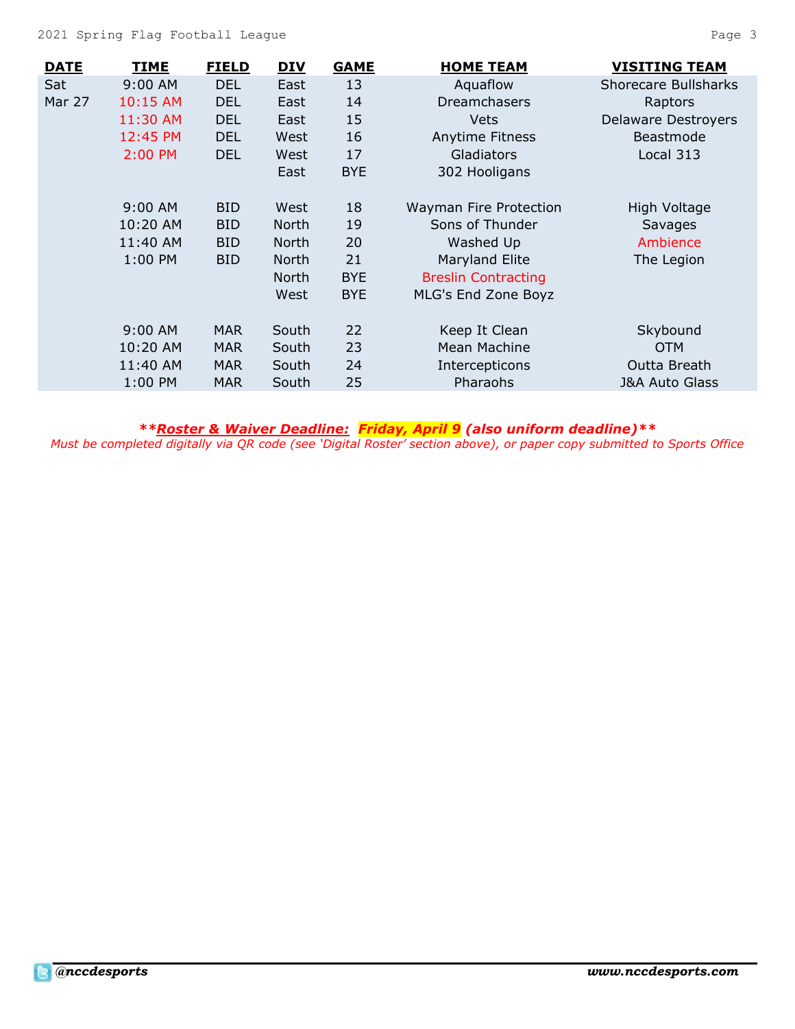| DATE | TIME | FIELD | DIV | GAME | HOME TEAM | VISITING TEAM |
|---|---|---|---|---|---|---|
| Sat | 9:00 AM | DEL | East | 13 | Aquaflow | Shorecare Bullsharks |
| Mar 27 | 10:15 AM | DEL | East | 14 | Dreamchasers | Raptors |
| | 11:30 AM | DEL | East | 15 | Vets | Delaware Destroyers |
| | 12:45 PM | DEL | West | 16 | Anytime Fitness | Beastmode |
| | 2:00 PM | DEL | West | 17 | Gladiators | Local 313 |
| | | | East | BYE | 302 Hooligans | |
| | | | | | | |
| | 9:00 AM | BID | West | 18 | Wayman Fire Protection | High Voltage |
| | 10:20 AM | BID | North | 19 | Sons of Thunder | Savages |
| | 11:40 AM | BID | North | 20 | Washed Up | Ambience |
| | 1:00 PM | BID | North | 21 | Maryland Elite | The Legion |
| | | | North | BYE | Breslin Contracting | |
| | | | West | BYE | MLG's End Zone Boyz | |
| | | | | | | |
| | 9:00 AM | MAR | South | 22 | Keep It Clean | Skybound |
| | 10:20 AM | MAR | South | 23 | Mean Machine | OTM |
| | 11:40 AM | MAR | South | 24 | Intercepticons | Outta Breath |
| | 1:00 PM | MAR | South | 25 | Pharaohs | J&A Auto Glass |

***\*\*Roster & Waiver Deadline: Friday, April 9 (also uniform deadline)\*\****

*Must be completed digitally via QR code (see 'Digital Roster' section above), or paper copy submitted to Sports Office*

***@nccdesports*** ***www.nccdesports.com***